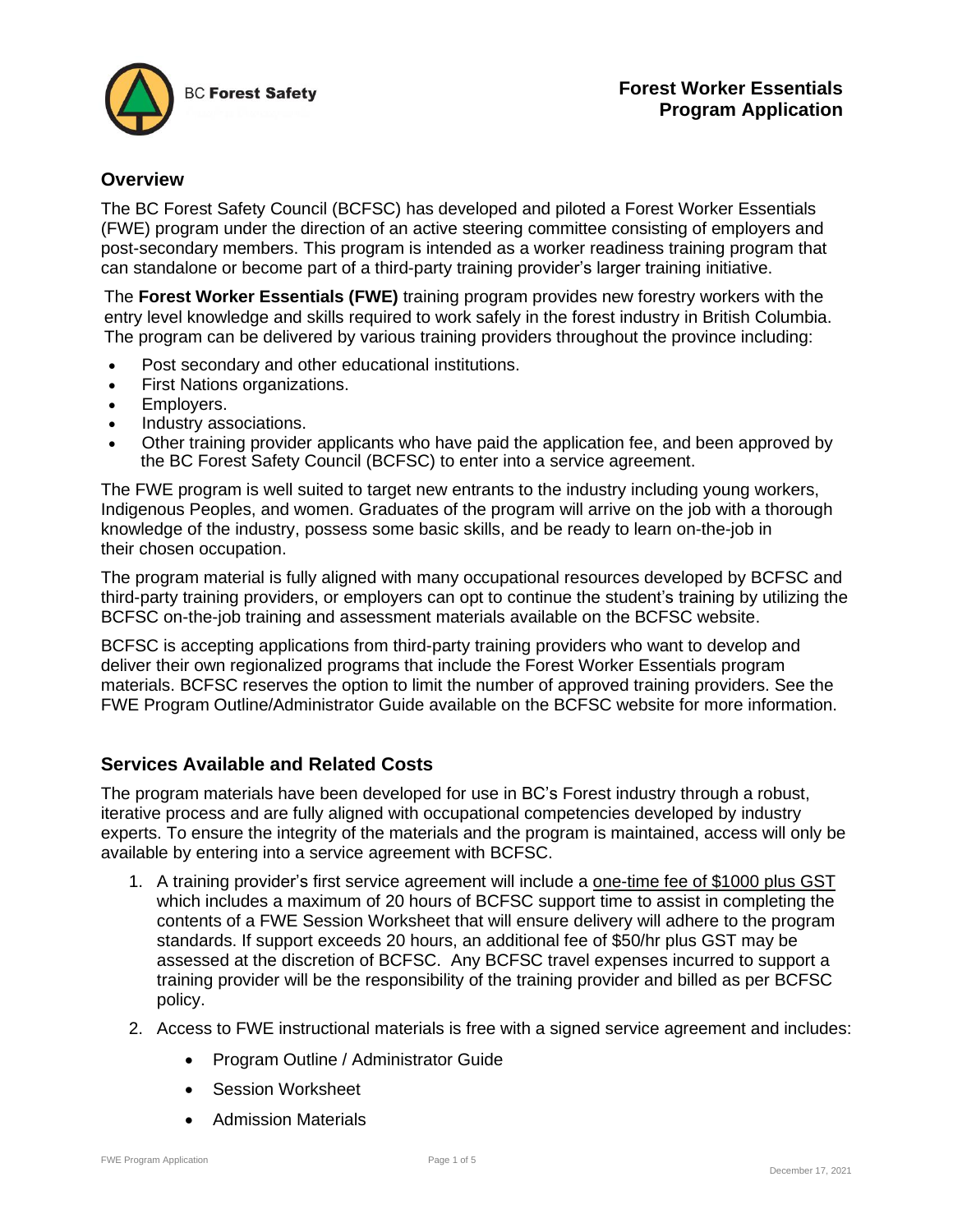BC **Forest Safety**

# Forest Worker Essentials Program Application

## Overview

The BC Forest Safety Council (BCFSC) has developed and piloted a Forest Worker Essentials (FWE) program under the direction of an active steering committee consisting of employers and post-secondary members. This program is intended as a worker readiness training program that can standalone or become part of a third-party training provider's larger training initiative.

The **Forest Worker Essentials (FWE)** training program provides new forestry workers with the entry level knowledge and skills required to work safely in the forest industry in British Columbia. The program can be delivered by various training providers throughout the province including:

- Post secondary and other educational institutions.
- First Nations organizations.
- Employers.
- Industry associations.
- Other training provider applicants who have paid the application fee, and been approved by the BC Forest Safety Council (BCFSC) to enter into a service agreement.

The FWE program is well suited to target new entrants to the industry including young workers, Indigenous Peoples, and women. Graduates of the program will arrive on the job with a thorough knowledge of the industry, possess some basic skills, and be ready to learn on-the-job in their chosen occupation.

The program material is fully aligned with many occupational resources developed by BCFSC and third-party training providers, or employers can opt to continue the student's training by utilizing the BCFSC on-the-job training and assessment materials available on the BCFSC website.

BCFSC is accepting applications from third-party training providers who want to develop and deliver their own regionalized programs that include the Forest Worker Essentials program materials. BCFSC reserves the option to limit the number of approved training providers. See the FWE Program Outline/Administrator Guide available on the BCFSC website for more information.

## Services Available and Related Costs

The program materials have been developed for use in BC's Forest industry through a robust, iterative process and are fully aligned with occupational competencies developed by industry experts. To ensure the integrity of the materials and the program is maintained, access will only be available by entering into a service agreement with BCFSC.

1. A training provider's first service agreement will include a one-time fee of $1000 plus GST which includes a maximum of 20 hours of BCFSC support time to assist in completing the contents of a FWE Session Worksheet that will ensure delivery will adhere to the program standards. If support exceeds 20 hours, an additional fee of $50/hr plus GST may be assessed at the discretion of BCFSC. Any BCFSC travel expenses incurred to support a training provider will be the responsibility of the training provider and billed as per BCFSC policy.
2. Access to FWE instructional materials is free with a signed service agreement and includes:
   - Program Outline / Administrator Guide
   - Session Worksheet
   - Admission Materials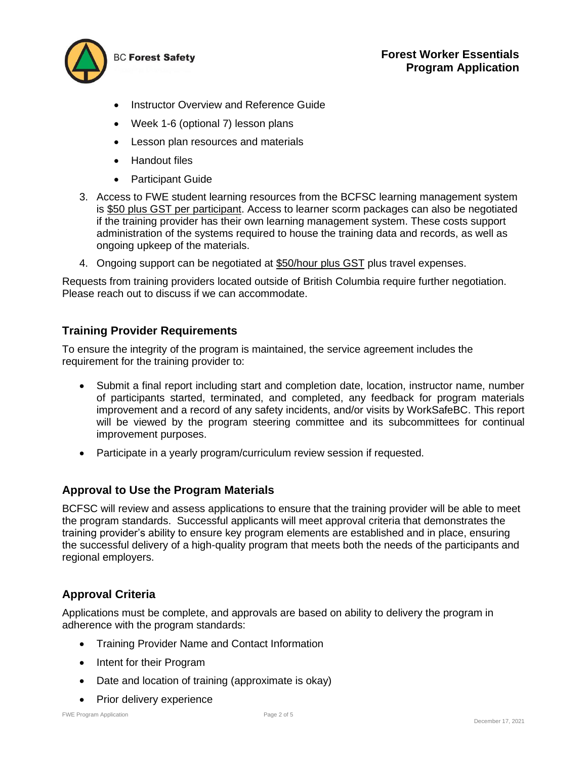- Instructor Overview and Reference Guide
- Week 1-6 (optional 7) lesson plans
- Lesson plan resources and materials
- Handout files
- Participant Guide

3. Access to FWE student learning resources from the BCFSC learning management system is $50 plus GST per participant. Access to learner scorm packages can also be negotiated if the training provider has their own learning management system. These costs support administration of the systems required to house the training data and records, as well as ongoing upkeep of the materials.
4. Ongoing support can be negotiated at $50/hour plus GST plus travel expenses.

Requests from training providers located outside of British Columbia require further negotiation. Please reach out to discuss if we can accommodate.

## Training Provider Requirements

To ensure the integrity of the program is maintained, the service agreement includes the requirement for the training provider to:

- Submit a final report including start and completion date, location, instructor name, number of participants started, terminated, and completed, any feedback for program materials improvement and a record of any safety incidents, and/or visits by WorkSafeBC. This report will be viewed by the program steering committee and its subcommittees for continual improvement purposes.
- Participate in a yearly program/curriculum review session if requested.

## Approval to Use the Program Materials

BCFSC will review and assess applications to ensure that the training provider will be able to meet the program standards. Successful applicants will meet approval criteria that demonstrates the training provider's ability to ensure key program elements are established and in place, ensuring the successful delivery of a high-quality program that meets both the needs of the participants and regional employers.

## Approval Criteria

Applications must be complete, and approvals are based on ability to delivery the program in adherence with the program standards:

- Training Provider Name and Contact Information
- Intent for their Program
- Date and location of training (approximate is okay)
- Prior delivery experience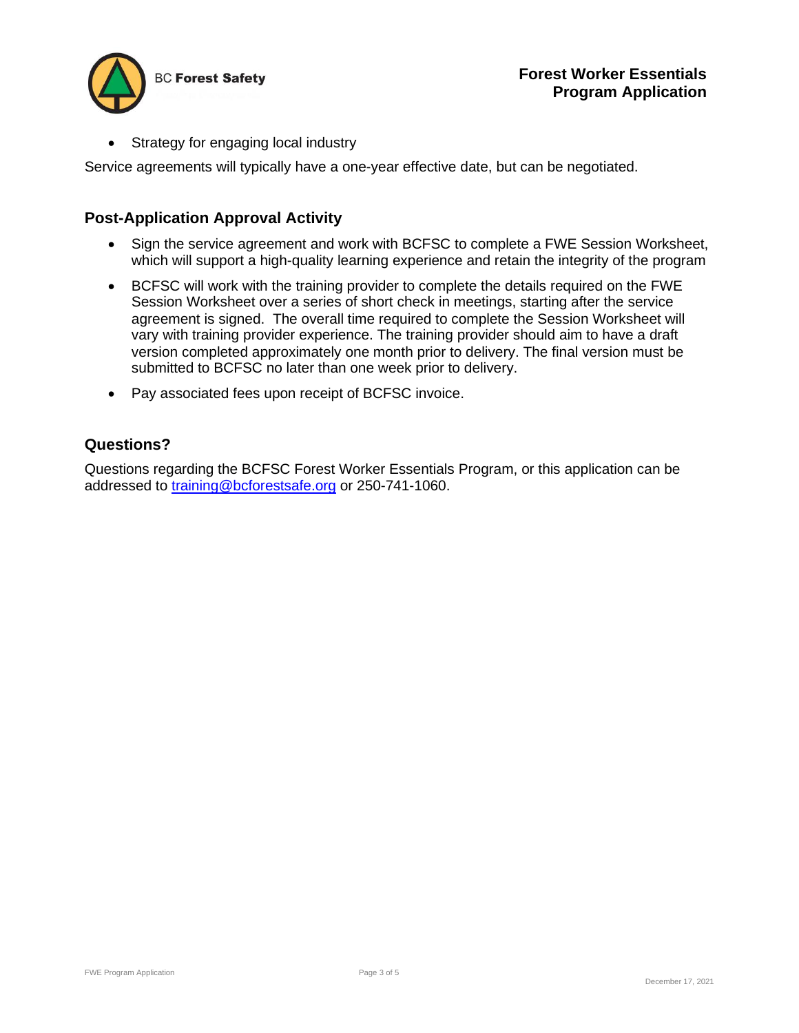- Strategy for engaging local industry

Service agreements will typically have a one-year effective date, but can be negotiated.

## Post-Application Approval Activity

- Sign the service agreement and work with BCFSC to complete a FWE Session Worksheet, which will support a high-quality learning experience and retain the integrity of the program
- BCFSC will work with the training provider to complete the details required on the FWE Session Worksheet over a series of short check in meetings, starting after the service agreement is signed. The overall time required to complete the Session Worksheet will vary with training provider experience. The training provider should aim to have a draft version completed approximately one month prior to delivery. The final version must be submitted to BCFSC no later than one week prior to delivery.
- Pay associated fees upon receipt of BCFSC invoice.

## Questions?

Questions regarding the BCFSC Forest Worker Essentials Program, or this application can be addressed to [training@bcforestsafe.org](mailto:training@bcforestsafe.org) or 250-741-1060.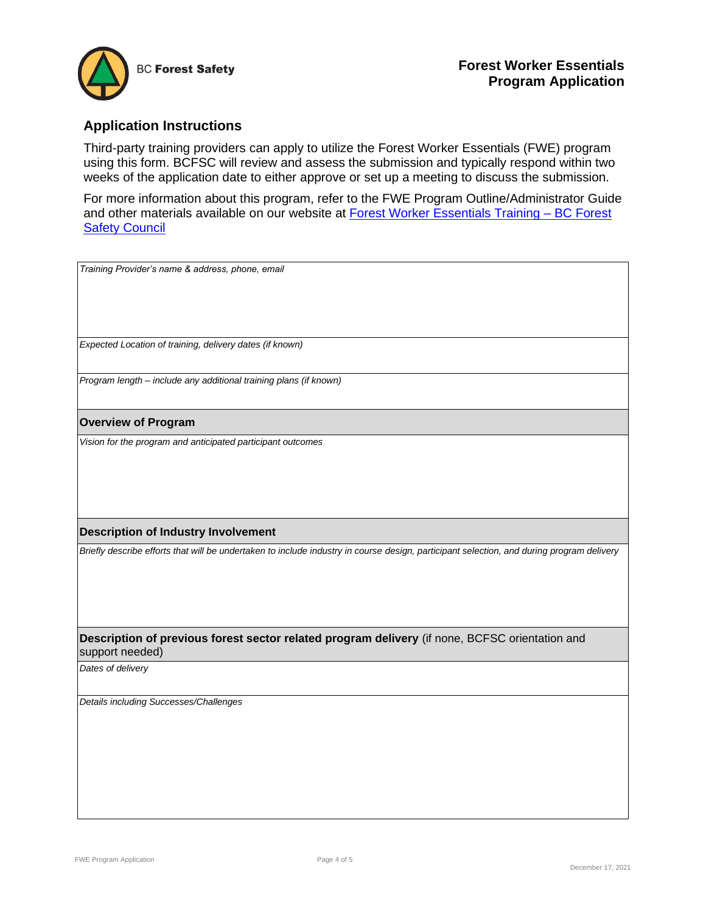BC **Forest Safety**

# Forest Worker Essentials Program Application

## Application Instructions

Third-party training providers can apply to utilize the Forest Worker Essentials (FWE) program using this form. BCFSC will review and assess the submission and typically respond within two weeks of the application date to either approve or set up a meeting to discuss the submission.

For more information about this program, refer to the FWE Program Outline/Administrator Guide and other materials available on our website at [Forest Worker Essentials Training – BC Forest Safety Council]()

| *Training Provider's name & address, phone, email* |
|---|
| *Expected Location of training, delivery dates (if known)* |
| *Program length – include any additional training plans (if known)* |
| **Overview of Program** |
| *Vision for the program and anticipated participant outcomes* |
| **Description of Industry Involvement** |
| *Briefly describe efforts that will be undertaken to include industry in course design, participant selection, and during program delivery* |
| **Description of previous forest sector related program delivery** (if none, BCFSC orientation and support needed) |
| *Dates of delivery* |
| *Details including Successes/Challenges* |

FWE Program Application

December 17, 2021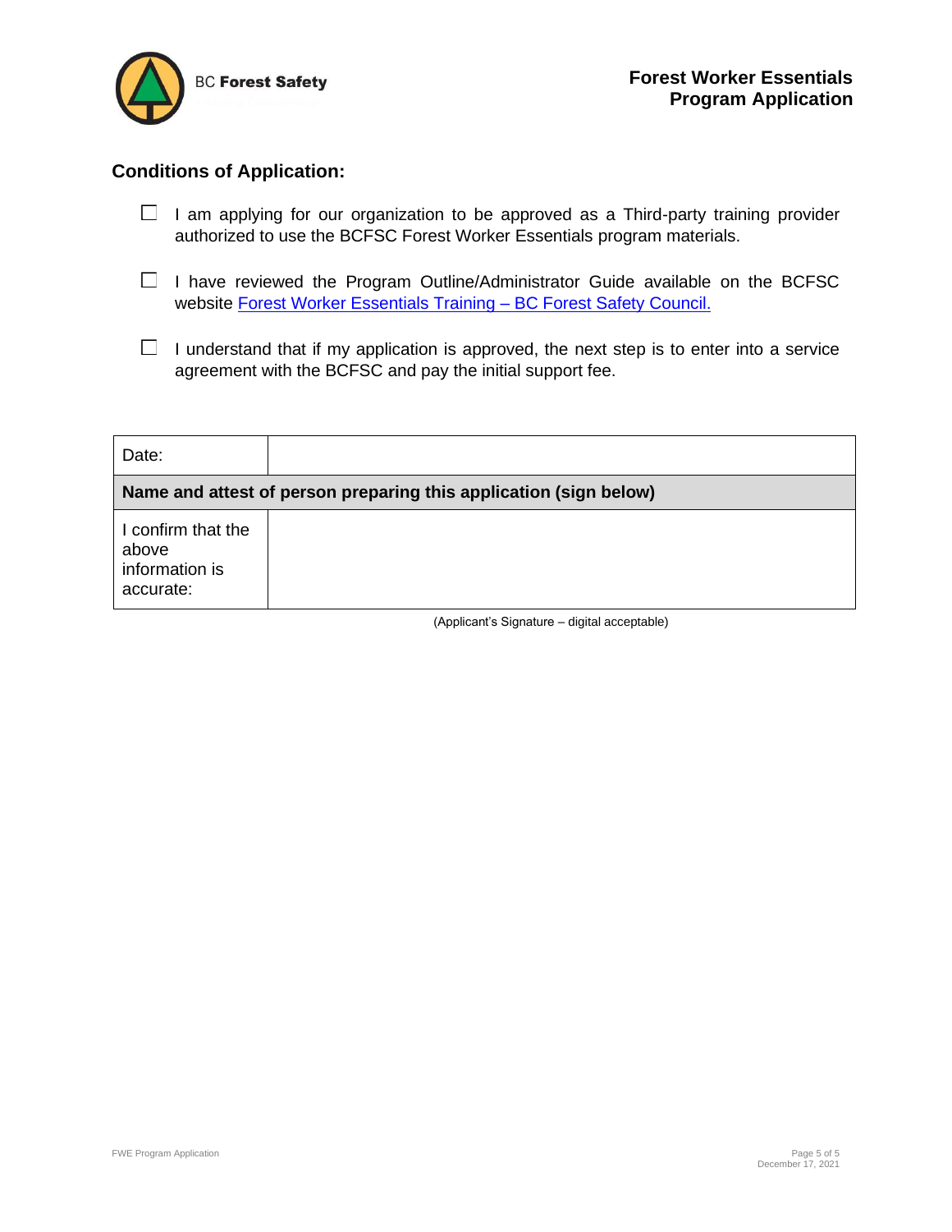## Conditions of Application:

- ☐ I am applying for our organization to be approved as a Third-party training provider authorized to use the BCFSC Forest Worker Essentials program materials.
- ☐ I have reviewed the Program Outline/Administrator Guide available on the BCFSC website Forest Worker Essentials Training – BC Forest Safety Council.
- ☐ I understand that if my application is approved, the next step is to enter into a service agreement with the BCFSC and pay the initial support fee.

| | |
|---|---|
| Date: | |
| **Name and attest of person preparing this application (sign below)** | |
| I confirm that the above information is accurate: | |

(Applicant's Signature – digital acceptable)